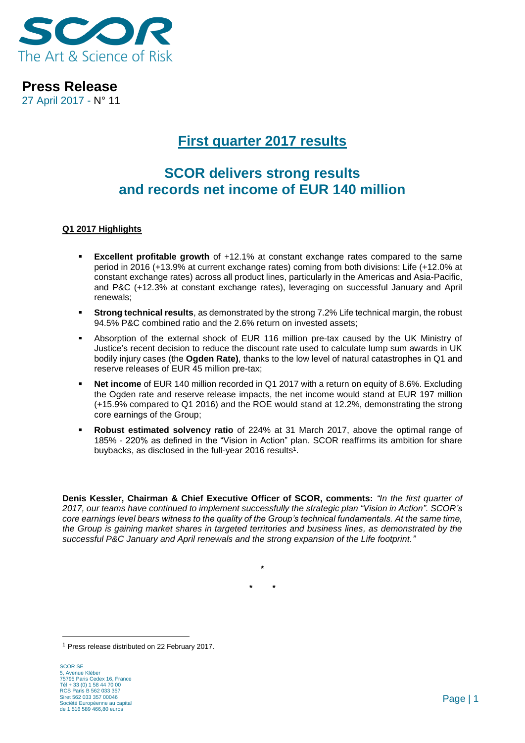SCOR
The Art & Science of Risk

**Press Release**
27 April 2017 - N° 11

# First quarter 2017 results

## SCOR delivers strong results and records net income of EUR 140 million

**Q1 2017 Highlights**

- **Excellent profitable growth** of +12.1% at constant exchange rates compared to the same period in 2016 (+13.9% at current exchange rates) coming from both divisions: Life (+12.0% at constant exchange rates) across all product lines, particularly in the Americas and Asia-Pacific, and P&C (+12.3% at constant exchange rates), leveraging on successful January and April renewals;
- **Strong technical results**, as demonstrated by the strong 7.2% Life technical margin, the robust 94.5% P&C combined ratio and the 2.6% return on invested assets;
- Absorption of the external shock of EUR 116 million pre-tax caused by the UK Ministry of Justice's recent decision to reduce the discount rate used to calculate lump sum awards in UK bodily injury cases (the **Ogden Rate)**, thanks to the low level of natural catastrophes in Q1 and reserve releases of EUR 45 million pre-tax;
- **Net income** of EUR 140 million recorded in Q1 2017 with a return on equity of 8.6%. Excluding the Ogden rate and reserve release impacts, the net income would stand at EUR 197 million (+15.9% compared to Q1 2016) and the ROE would stand at 12.2%, demonstrating the strong core earnings of the Group;
- **Robust estimated solvency ratio** of 224% at 31 March 2017, above the optimal range of 185% - 220% as defined in the "Vision in Action" plan. SCOR reaffirms its ambition for share buybacks, as disclosed in the full-year 2016 results[1].

**Denis Kessler, Chairman & Chief Executive Officer of SCOR, comments:** *"In the first quarter of 2017, our teams have continued to implement successfully the strategic plan "Vision in Action". SCOR's core earnings level bears witness to the quality of the Group's technical fundamentals. At the same time, the Group is gaining market shares in targeted territories and business lines, as demonstrated by the successful P&C January and April renewals and the strong expansion of the Life footprint."*

\*

\* \*

[1] Press release distributed on 22 February 2017.

SCOR SE
5, Avenue Kléber
75795 Paris Cedex 16, France
Tél + 33 (0) 1 58 44 70 00
RCS Paris B 562 033 357
Siret 562 033 357 00046
Société Européenne au capital
de 1 516 589 466,80 euros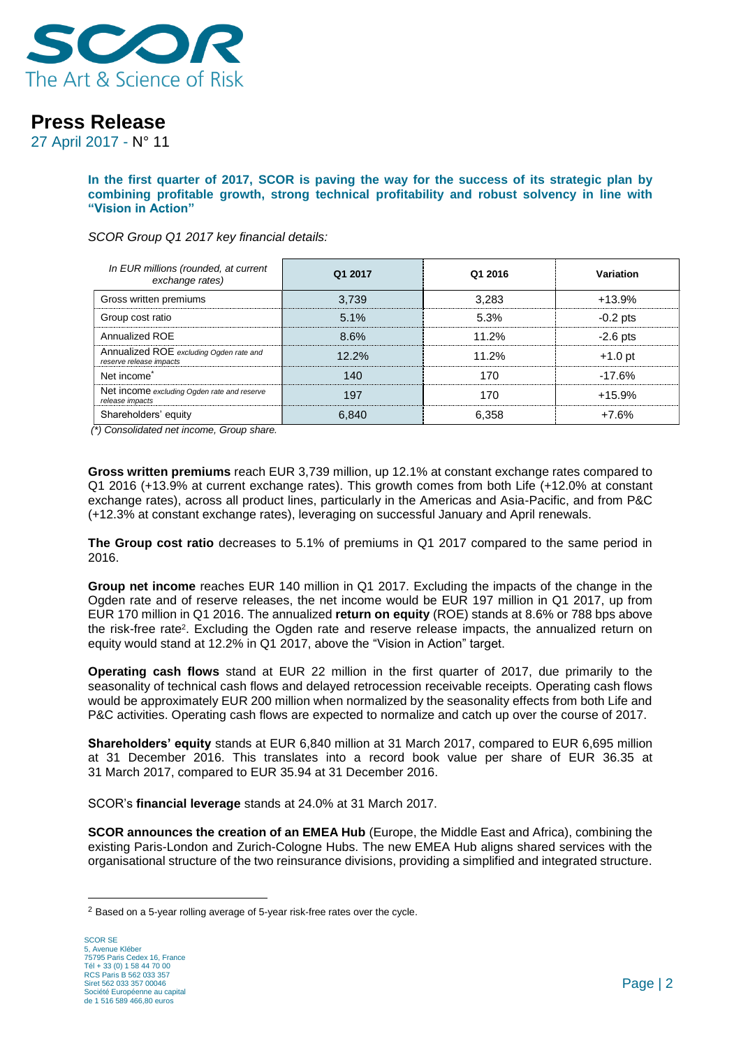# Press Release

27 April 2017 - N° 11

**In the first quarter of 2017, SCOR is paving the way for the success of its strategic plan by combining profitable growth, strong technical profitability and robust solvency in line with "Vision in Action"**

*SCOR Group Q1 2017 key financial details:*

| *In EUR millions (rounded, at current exchange rates)* | Q1 2017 | Q1 2016 | Variation |
|---|---|---|---|
| Gross written premiums | 3,739 | 3,283 | +13.9% |
| Group cost ratio | 5.1% | 5.3% | -0.2 pts |
| Annualized ROE | 8.6% | 11.2% | -2.6 pts |
| Annualized ROE *excluding Ogden rate and reserve release impacts* | 12.2% | 11.2% | +1.0 pt |
| Net income* | 140 | 170 | -17.6% |
| Net income *excluding Ogden rate and reserve release impacts* | 197 | 170 | +15.9% |
| Shareholders' equity | 6,840 | 6,358 | +7.6% |

*(\*) Consolidated net income, Group share.*

**Gross written premiums** reach EUR 3,739 million, up 12.1% at constant exchange rates compared to Q1 2016 (+13.9% at current exchange rates). This growth comes from both Life (+12.0% at constant exchange rates), across all product lines, particularly in the Americas and Asia-Pacific, and from P&C (+12.3% at constant exchange rates), leveraging on successful January and April renewals.

**The Group cost ratio** decreases to 5.1% of premiums in Q1 2017 compared to the same period in 2016.

**Group net income** reaches EUR 140 million in Q1 2017. Excluding the impacts of the change in the Ogden rate and of reserve releases, the net income would be EUR 197 million in Q1 2017, up from EUR 170 million in Q1 2016. The annualized **return on equity** (ROE) stands at 8.6% or 788 bps above the risk-free rate[2]. Excluding the Ogden rate and reserve release impacts, the annualized return on equity would stand at 12.2% in Q1 2017, above the "Vision in Action" target.

**Operating cash flows** stand at EUR 22 million in the first quarter of 2017, due primarily to the seasonality of technical cash flows and delayed retrocession receivable receipts. Operating cash flows would be approximately EUR 200 million when normalized by the seasonality effects from both Life and P&C activities. Operating cash flows are expected to normalize and catch up over the course of 2017.

**Shareholders' equity** stands at EUR 6,840 million at 31 March 2017, compared to EUR 6,695 million at 31 December 2016. This translates into a record book value per share of EUR 36.35 at 31 March 2017, compared to EUR 35.94 at 31 December 2016.

SCOR's **financial leverage** stands at 24.0% at 31 March 2017.

**SCOR announces the creation of an EMEA Hub** (Europe, the Middle East and Africa), combining the existing Paris-London and Zurich-Cologne Hubs. The new EMEA Hub aligns shared services with the organisational structure of the two reinsurance divisions, providing a simplified and integrated structure.

[2] Based on a 5-year rolling average of 5-year risk-free rates over the cycle.

SCOR SE
5, Avenue Kléber
75795 Paris Cedex 16, France
Tél + 33 (0) 1 58 44 70 00
RCS Paris B 562 033 357
Siret 562 033 357 00046
Société Européenne au capital de 1 516 589 466,80 euros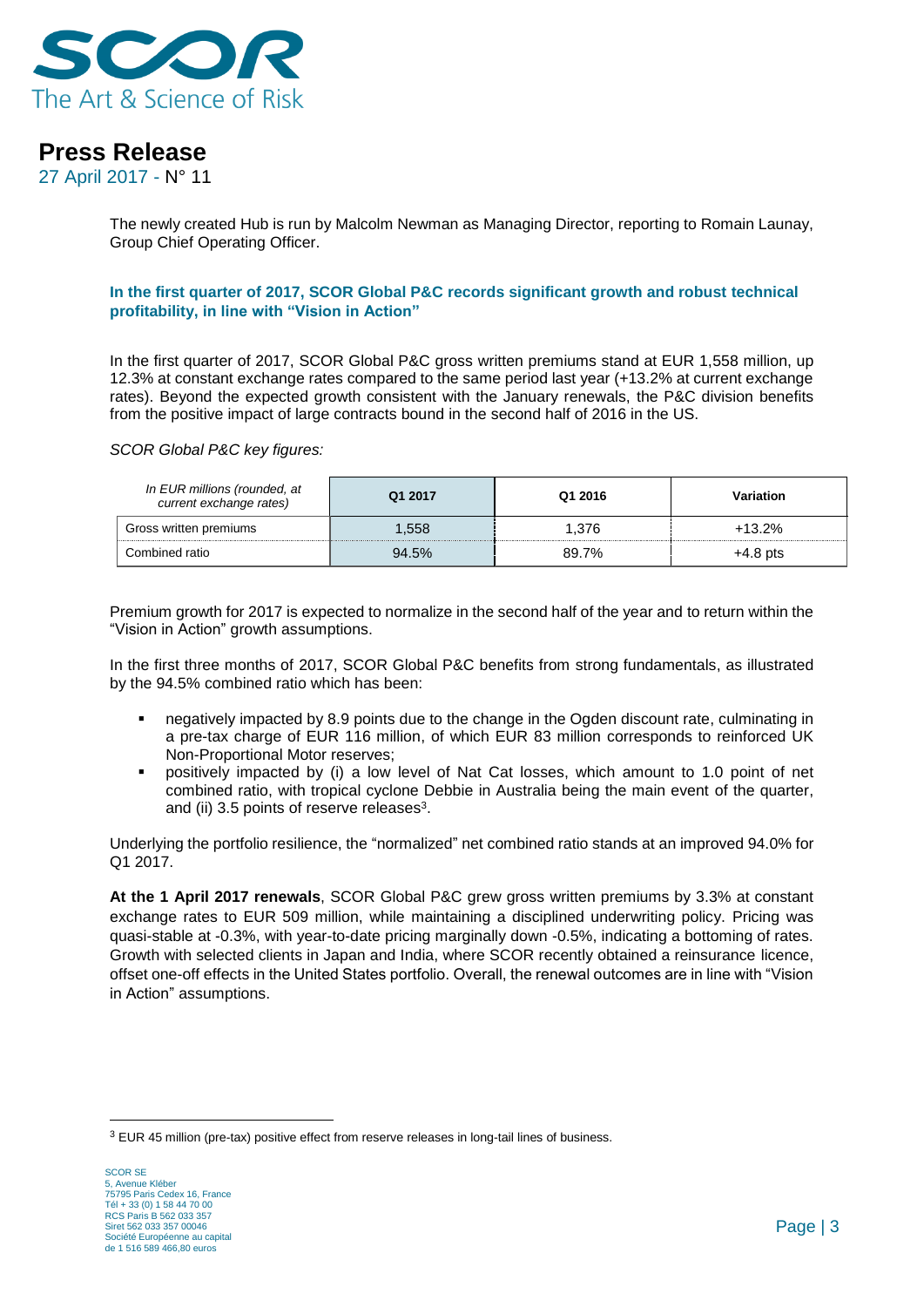The newly created Hub is run by Malcolm Newman as Managing Director, reporting to Romain Launay, Group Chief Operating Officer.

**In the first quarter of 2017, SCOR Global P&C records significant growth and robust technical profitability, in line with "Vision in Action"**

In the first quarter of 2017, SCOR Global P&C gross written premiums stand at EUR 1,558 million, up 12.3% at constant exchange rates compared to the same period last year (+13.2% at current exchange rates). Beyond the expected growth consistent with the January renewals, the P&C division benefits from the positive impact of large contracts bound in the second half of 2016 in the US.

*SCOR Global P&C key figures:*

| *In EUR millions (rounded, at current exchange rates)* | Q1 2017 | Q1 2016 | Variation |
|---|---|---|---|
| Gross written premiums | 1,558 | 1,376 | +13.2% |
| Combined ratio | 94.5% | 89.7% | +4.8 pts |

Premium growth for 2017 is expected to normalize in the second half of the year and to return within the "Vision in Action" growth assumptions.

In the first three months of 2017, SCOR Global P&C benefits from strong fundamentals, as illustrated by the 94.5% combined ratio which has been:

- negatively impacted by 8.9 points due to the change in the Ogden discount rate, culminating in a pre-tax charge of EUR 116 million, of which EUR 83 million corresponds to reinforced UK Non-Proportional Motor reserves;
- positively impacted by (i) a low level of Nat Cat losses, which amount to 1.0 point of net combined ratio, with tropical cyclone Debbie in Australia being the main event of the quarter, and (ii) 3.5 points of reserve releases[3].

Underlying the portfolio resilience, the "normalized" net combined ratio stands at an improved 94.0% for Q1 2017.

**At the 1 April 2017 renewals**, SCOR Global P&C grew gross written premiums by 3.3% at constant exchange rates to EUR 509 million, while maintaining a disciplined underwriting policy. Pricing was quasi-stable at -0.3%, with year-to-date pricing marginally down -0.5%, indicating a bottoming of rates. Growth with selected clients in Japan and India, where SCOR recently obtained a reinsurance licence, offset one-off effects in the United States portfolio. Overall, the renewal outcomes are in line with "Vision in Action" assumptions.

[3] EUR 45 million (pre-tax) positive effect from reserve releases in long-tail lines of business.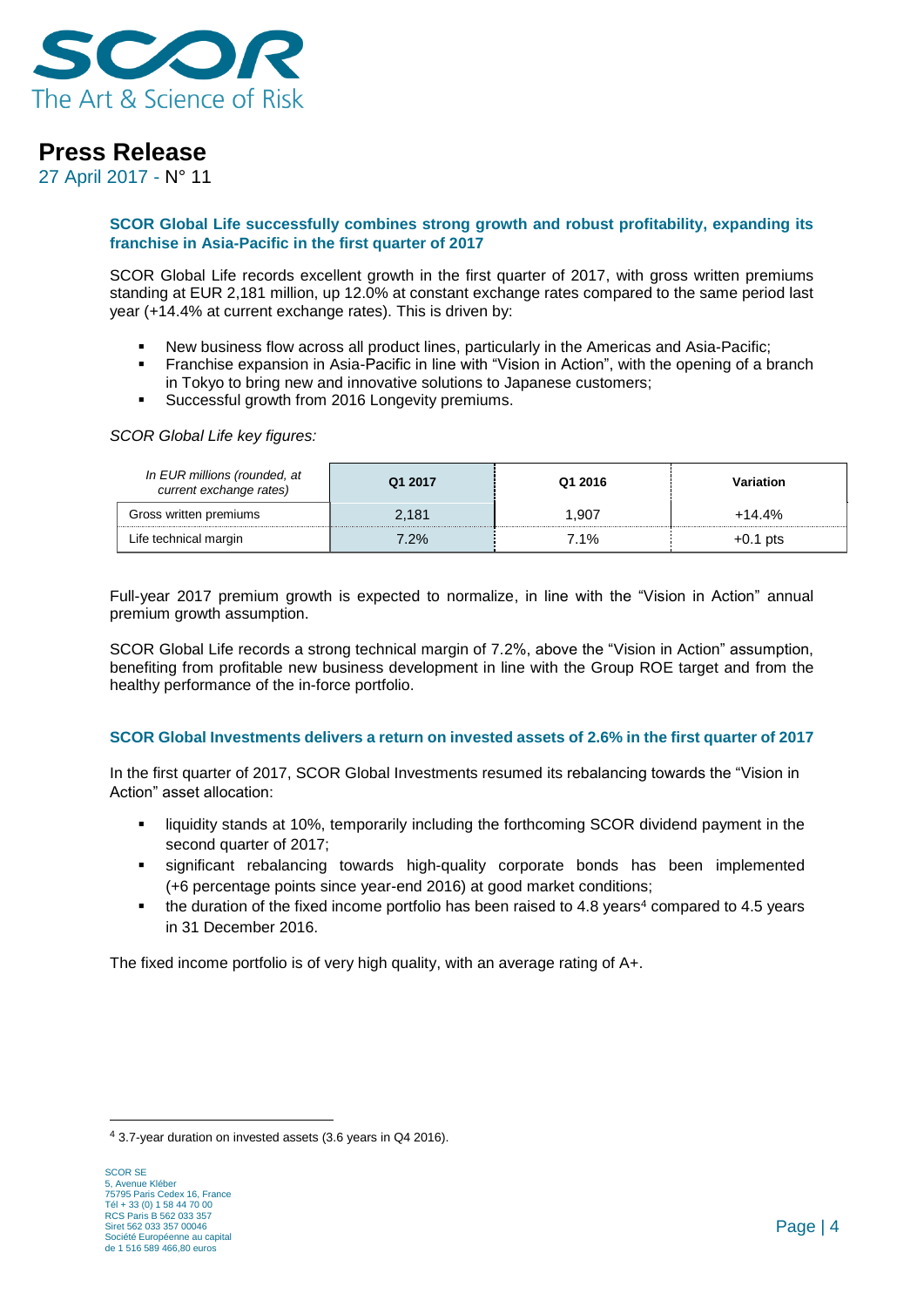**SCOR Global Life successfully combines strong growth and robust profitability, expanding its franchise in Asia-Pacific in the first quarter of 2017**

SCOR Global Life records excellent growth in the first quarter of 2017, with gross written premiums standing at EUR 2,181 million, up 12.0% at constant exchange rates compared to the same period last year (+14.4% at current exchange rates). This is driven by:

- New business flow across all product lines, particularly in the Americas and Asia-Pacific;
- Franchise expansion in Asia-Pacific in line with "Vision in Action", with the opening of a branch in Tokyo to bring new and innovative solutions to Japanese customers;
- Successful growth from 2016 Longevity premiums.

*SCOR Global Life key figures:*

| *In EUR millions (rounded, at current exchange rates)* | Q1 2017 | Q1 2016 | Variation |
|---|---|---|---|
| Gross written premiums | 2,181 | 1,907 | +14.4% |
| Life technical margin | 7.2% | 7.1% | +0.1 pts |

Full-year 2017 premium growth is expected to normalize, in line with the "Vision in Action" annual premium growth assumption.

SCOR Global Life records a strong technical margin of 7.2%, above the "Vision in Action" assumption, benefiting from profitable new business development in line with the Group ROE target and from the healthy performance of the in-force portfolio.

**SCOR Global Investments delivers a return on invested assets of 2.6% in the first quarter of 2017**

In the first quarter of 2017, SCOR Global Investments resumed its rebalancing towards the "Vision in Action" asset allocation:

- liquidity stands at 10%, temporarily including the forthcoming SCOR dividend payment in the second quarter of 2017;
- significant rebalancing towards high-quality corporate bonds has been implemented (+6 percentage points since year-end 2016) at good market conditions;
- the duration of the fixed income portfolio has been raised to 4.8 years[4] compared to 4.5 years in 31 December 2016.

The fixed income portfolio is of very high quality, with an average rating of A+.

[4] 3.7-year duration on invested assets (3.6 years in Q4 2016).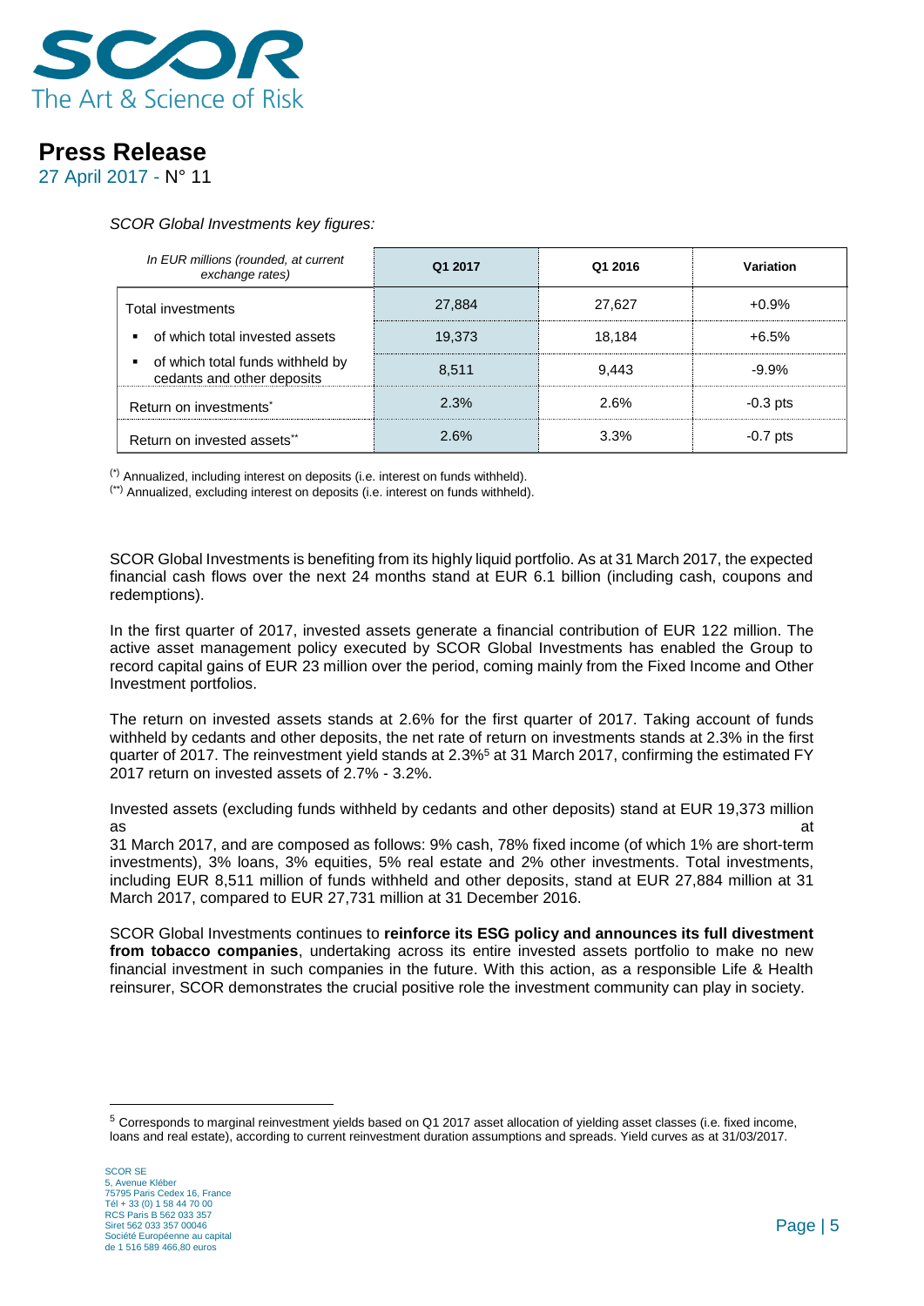*SCOR Global Investments key figures:*

| *In EUR millions (rounded, at current exchange rates)* | Q1 2017 | Q1 2016 | Variation |
|---|---|---|---|
| Total investments | 27,884 | 27,627 | +0.9% |
| ▪ of which total invested assets | 19,373 | 18,184 | +6.5% |
| ▪ of which total funds withheld by cedants and other deposits | 8,511 | 9,443 | -9.9% |
| Return on investments* | 2.3% | 2.6% | -0.3 pts |
| Return on invested assets** | 2.6% | 3.3% | -0.7 pts |

(*) Annualized, including interest on deposits (i.e. interest on funds withheld).
(**) Annualized, excluding interest on deposits (i.e. interest on funds withheld).

SCOR Global Investments is benefiting from its highly liquid portfolio. As at 31 March 2017, the expected financial cash flows over the next 24 months stand at EUR 6.1 billion (including cash, coupons and redemptions).

In the first quarter of 2017, invested assets generate a financial contribution of EUR 122 million. The active asset management policy executed by SCOR Global Investments has enabled the Group to record capital gains of EUR 23 million over the period, coming mainly from the Fixed Income and Other Investment portfolios.

The return on invested assets stands at 2.6% for the first quarter of 2017. Taking account of funds withheld by cedants and other deposits, the net rate of return on investments stands at 2.3% in the first quarter of 2017. The reinvestment yield stands at 2.3%[5] at 31 March 2017, confirming the estimated FY 2017 return on invested assets of 2.7% - 3.2%.

Invested assets (excluding funds withheld by cedants and other deposits) stand at EUR 19,373 million as at 31 March 2017, and are composed as follows: 9% cash, 78% fixed income (of which 1% are short-term investments), 3% loans, 3% equities, 5% real estate and 2% other investments. Total investments, including EUR 8,511 million of funds withheld and other deposits, stand at EUR 27,884 million at 31 March 2017, compared to EUR 27,731 million at 31 December 2016.

SCOR Global Investments continues to **reinforce its ESG policy and announces its full divestment from tobacco companies**, undertaking across its entire invested assets portfolio to make no new financial investment in such companies in the future. With this action, as a responsible Life & Health reinsurer, SCOR demonstrates the crucial positive role the investment community can play in society.

[5] Corresponds to marginal reinvestment yields based on Q1 2017 asset allocation of yielding asset classes (i.e. fixed income, loans and real estate), according to current reinvestment duration assumptions and spreads. Yield curves as at 31/03/2017.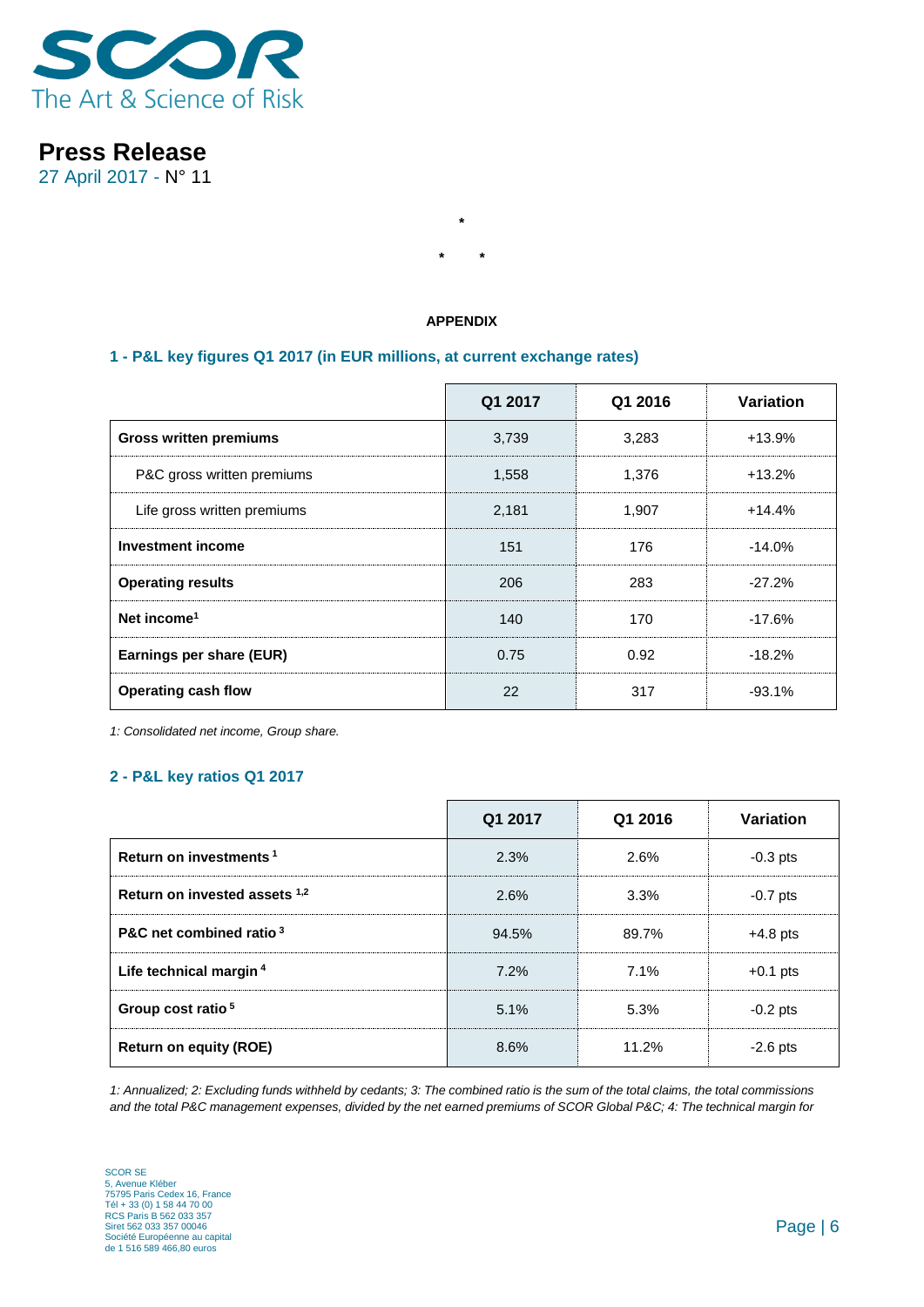# Press Release

27 April 2017 - N° 11

\*

\*      \*

**APPENDIX**

### 1 - P&L key figures Q1 2017 (in EUR millions, at current exchange rates)

| | Q1 2017 | Q1 2016 | Variation |
|---|---|---|---|
| **Gross written premiums** | 3,739 | 3,283 | +13.9% |
| P&C gross written premiums | 1,558 | 1,376 | +13.2% |
| Life gross written premiums | 2,181 | 1,907 | +14.4% |
| **Investment income** | 151 | 176 | -14.0% |
| **Operating results** | 206 | 283 | -27.2% |
| **Net income**[1] | 140 | 170 | -17.6% |
| **Earnings per share (EUR)** | 0.75 | 0.92 | -18.2% |
| **Operating cash flow** | 22 | 317 | -93.1% |

*1: Consolidated net income, Group share.*

### 2 - P&L key ratios Q1 2017

| | Q1 2017 | Q1 2016 | Variation |
|---|---|---|---|
| **Return on investments** [1] | 2.3% | 2.6% | -0.3 pts |
| **Return on invested assets** [1,2] | 2.6% | 3.3% | -0.7 pts |
| **P&C net combined ratio** [3] | 94.5% | 89.7% | +4.8 pts |
| **Life technical margin** [4] | 7.2% | 7.1% | +0.1 pts |
| **Group cost ratio** [5] | 5.1% | 5.3% | -0.2 pts |
| **Return on equity (ROE)** | 8.6% | 11.2% | -2.6 pts |

*1: Annualized; 2: Excluding funds withheld by cedants; 3: The combined ratio is the sum of the total claims, the total commissions and the total P&C management expenses, divided by the net earned premiums of SCOR Global P&C; 4: The technical margin for*

SCOR SE
5, Avenue Kléber
75795 Paris Cedex 16, France
Tél + 33 (0) 1 58 44 70 00
RCS Paris B 562 033 357
Siret 562 033 357 00046
Société Européenne au capital
de 1 516 589 466,80 euros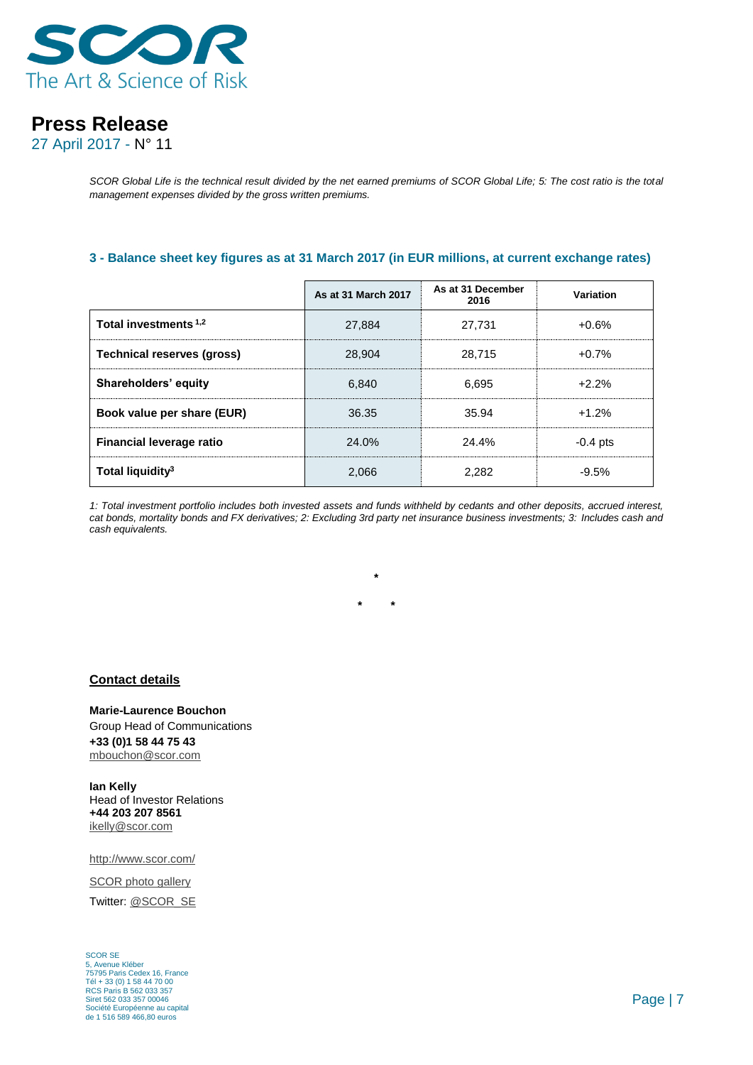*SCOR Global Life is the technical result divided by the net earned premiums of SCOR Global Life; 5: The cost ratio is the total management expenses divided by the gross written premiums.*

### 3 - Balance sheet key figures as at 31 March 2017 (in EUR millions, at current exchange rates)

| | As at 31 March 2017 | As at 31 December 2016 | Variation |
|---|---|---|---|
| **Total investments [1,2]** | 27,884 | 27,731 | +0.6% |
| **Technical reserves (gross)** | 28,904 | 28,715 | +0.7% |
| **Shareholders' equity** | 6,840 | 6,695 | +2.2% |
| **Book value per share (EUR)** | 36.35 | 35.94 | +1.2% |
| **Financial leverage ratio** | 24.0% | 24.4% | -0.4 pts |
| **Total liquidity[3]** | 2,066 | 2,282 | -9.5% |

*1: Total investment portfolio includes both invested assets and funds withheld by cedants and other deposits, accrued interest, cat bonds, mortality bonds and FX derivatives; 2: Excluding 3rd party net insurance business investments; 3: Includes cash and cash equivalents.*

*

\* \*

**Contact details**

**Marie-Laurence Bouchon**
Group Head of Communications
**+33 (0)1 58 44 75 43**
mbouchon@scor.com

**Ian Kelly**
Head of Investor Relations
**+44 203 207 8561**
ikelly@scor.com

http://www.scor.com/

SCOR photo gallery

Twitter: @SCOR_SE

SCOR SE
5, Avenue Kléber
75795 Paris Cedex 16, France
Tél + 33 (0) 1 58 44 70 00
RCS Paris B 562 033 357
Siret 562 033 357 00046
Société Européenne au capital
de 1 516 589 466,80 euros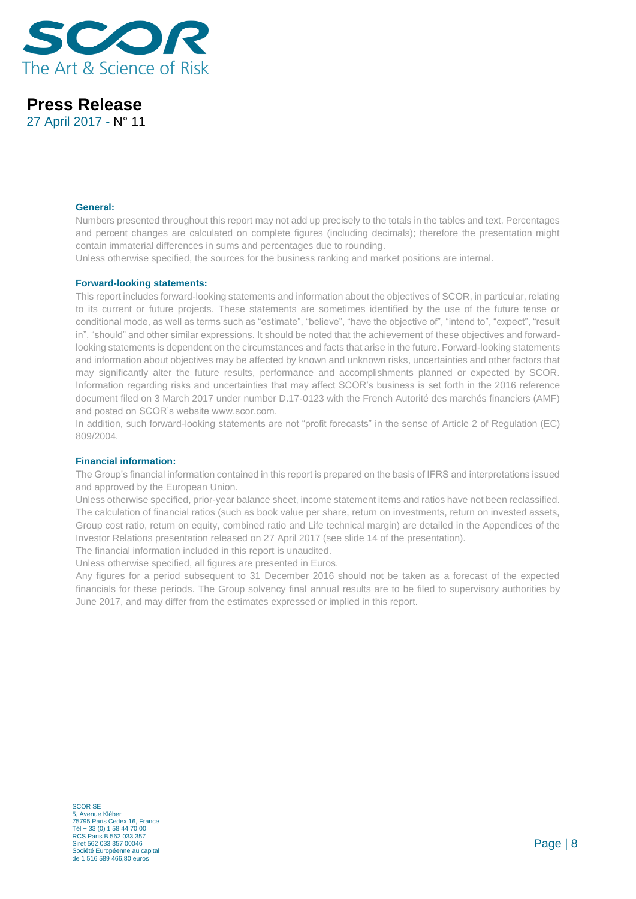# Press Release

27 April 2017 - N° 11

**General:**

Numbers presented throughout this report may not add up precisely to the totals in the tables and text. Percentages and percent changes are calculated on complete figures (including decimals); therefore the presentation might contain immaterial differences in sums and percentages due to rounding.

Unless otherwise specified, the sources for the business ranking and market positions are internal.

**Forward-looking statements:**

This report includes forward-looking statements and information about the objectives of SCOR, in particular, relating to its current or future projects. These statements are sometimes identified by the use of the future tense or conditional mode, as well as terms such as "estimate", "believe", "have the objective of", "intend to", "expect", "result in", "should" and other similar expressions. It should be noted that the achievement of these objectives and forward-looking statements is dependent on the circumstances and facts that arise in the future. Forward-looking statements and information about objectives may be affected by known and unknown risks, uncertainties and other factors that may significantly alter the future results, performance and accomplishments planned or expected by SCOR. Information regarding risks and uncertainties that may affect SCOR's business is set forth in the 2016 reference document filed on 3 March 2017 under number D.17-0123 with the French Autorité des marchés financiers (AMF) and posted on SCOR's website www.scor.com.

In addition, such forward-looking statements are not "profit forecasts" in the sense of Article 2 of Regulation (EC) 809/2004.

**Financial information:**

The Group's financial information contained in this report is prepared on the basis of IFRS and interpretations issued and approved by the European Union.

Unless otherwise specified, prior-year balance sheet, income statement items and ratios have not been reclassified. The calculation of financial ratios (such as book value per share, return on investments, return on invested assets, Group cost ratio, return on equity, combined ratio and Life technical margin) are detailed in the Appendices of the Investor Relations presentation released on 27 April 2017 (see slide 14 of the presentation).

The financial information included in this report is unaudited.

Unless otherwise specified, all figures are presented in Euros.

Any figures for a period subsequent to 31 December 2016 should not be taken as a forecast of the expected financials for these periods. The Group solvency final annual results are to be filed to supervisory authorities by June 2017, and may differ from the estimates expressed or implied in this report.

SCOR SE
5, Avenue Kléber
75795 Paris Cedex 16, France
Tél + 33 (0) 1 58 44 70 00
RCS Paris B 562 033 357
Siret 562 033 357 00046
Société Européenne au capital
de 1 516 589 466,80 euros